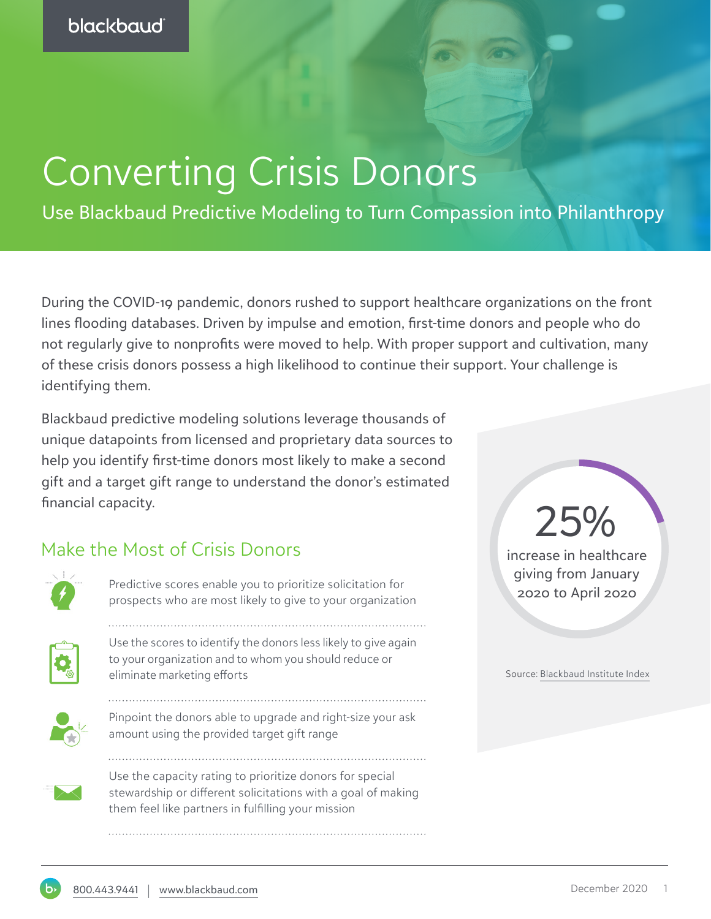# Converting Crisis Donors

## Use Blackbaud Predictive Modeling to Turn Compassion into Philanthropy

During the COVID-19 pandemic, donors rushed to support healthcare organizations on the front lines flooding databases. Driven by impulse and emotion, first-time donors and people who do not regularly give to nonprofits were moved to help. With proper support and cultivation, many of these crisis donors possess a high likelihood to continue their support. Your challenge is identifying them.

Blackbaud predictive modeling solutions leverage thousands of unique datapoints from licensed and proprietary data sources to help you identify first-time donors most likely to make a second gift and a target gift range to understand the donor's estimated financial capacity.

25%

increase in healthcare giving from January 2020 to April 2020

Source: Blackbaud Institute Index

## Make the Most of Crisis Donors

- Predictive scores enable you to prioritize solicitation for prospects who are most likely to give to your organization
- Use the scores to identify the donors less likely to give again to your organization and to whom you should reduce or eliminate marketing efforts
- Pinpoint the donors able to upgrade and right-size your ask amount using the provided target gift range
- Use the capacity rating to prioritize donors for special stewardship or different solicitations with a goal of making them feel like partners in fulfilling your mission

800.443.9441 | www.blackbaud.com

December 2020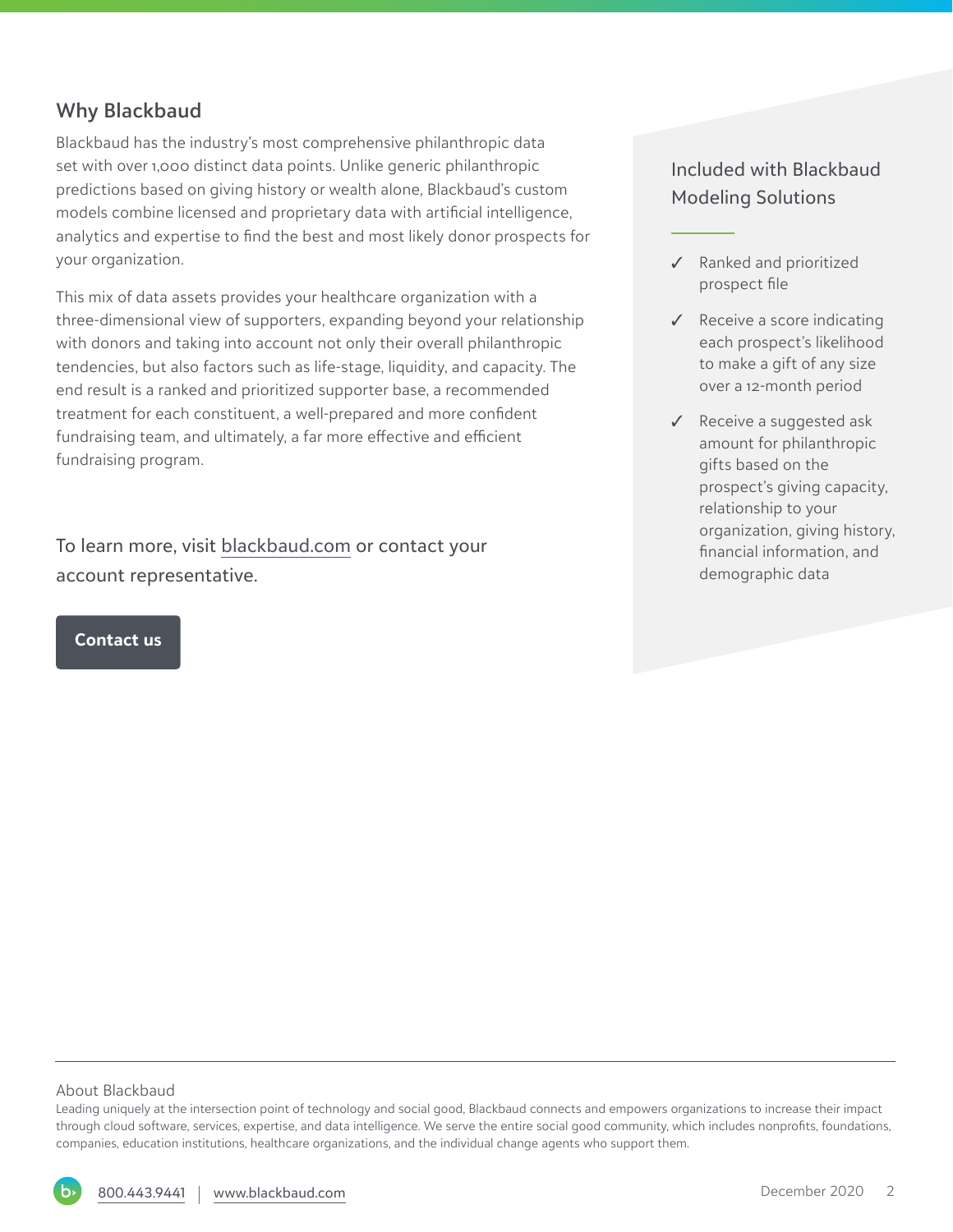## Why Blackbaud

Blackbaud has the industry's most comprehensive philanthropic data set with over 1,000 distinct data points. Unlike generic philanthropic predictions based on giving history or wealth alone, Blackbaud's custom models combine licensed and proprietary data with artificial intelligence, analytics and expertise to find the best and most likely donor prospects for your organization.

This mix of data assets provides your healthcare organization with a three-dimensional view of supporters, expanding beyond your relationship with donors and taking into account not only their overall philanthropic tendencies, but also factors such as life-stage, liquidity, and capacity. The end result is a ranked and prioritized supporter base, a recommended treatment for each constituent, a well-prepared and more confident fundraising team, and ultimately, a far more effective and efficient fundraising program.

To learn more, visit blackbaud.com or contact your account representative.

**Contact us**

### Included with Blackbaud Modeling Solutions

- ✓ Ranked and prioritized prospect file
- ✓ Receive a score indicating each prospect's likelihood to make a gift of any size over a 12-month period
- ✓ Receive a suggested ask amount for philanthropic gifts based on the prospect's giving capacity, relationship to your organization, giving history, financial information, and demographic data

About Blackbaud

Leading uniquely at the intersection point of technology and social good, Blackbaud connects and empowers organizations to increase their impact through cloud software, services, expertise, and data intelligence. We serve the entire social good community, which includes nonprofits, foundations, companies, education institutions, healthcare organizations, and the individual change agents who support them.

800.443.9441 | www.blackbaud.com

December 2020